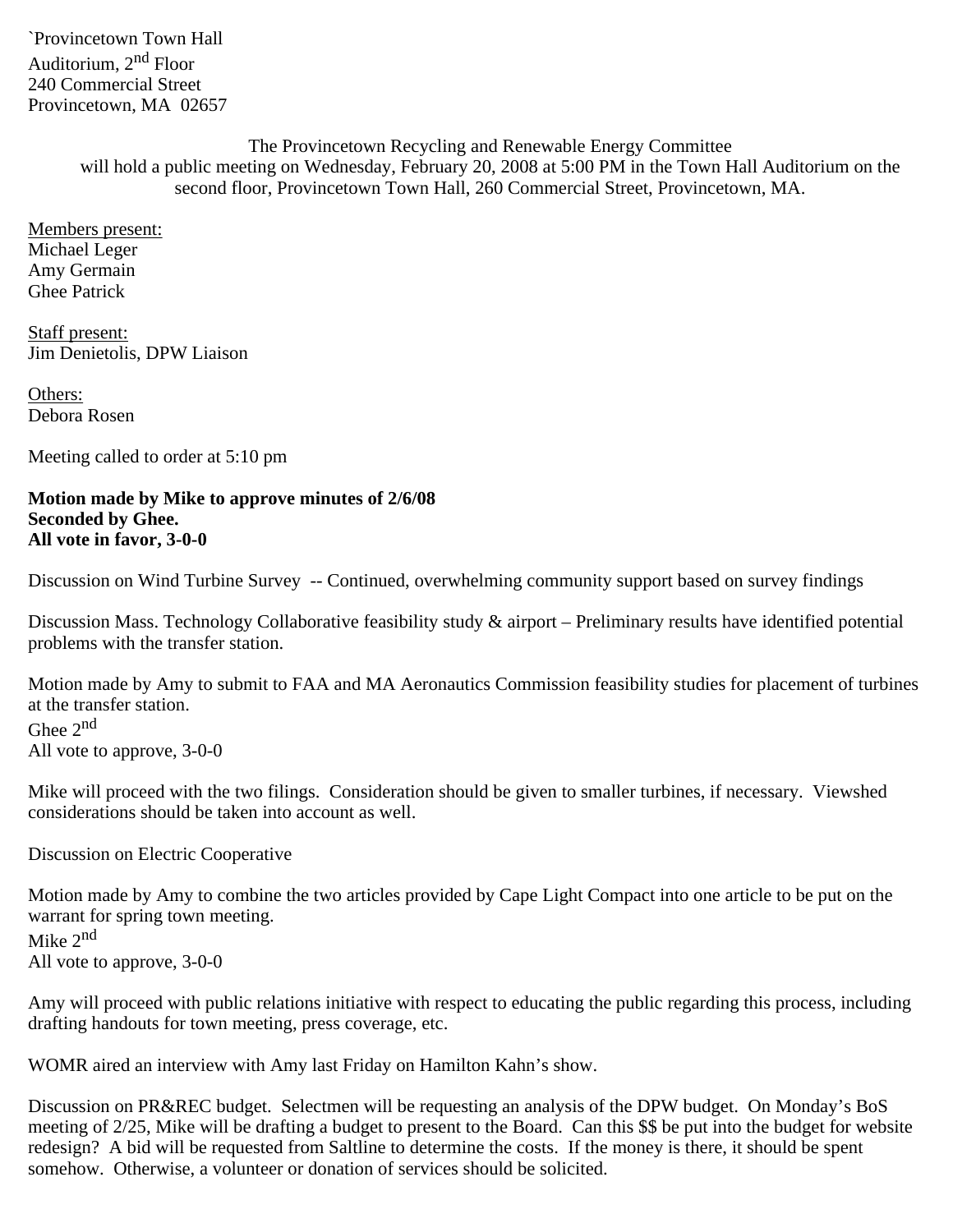`Provincetown Town Hall
Auditorium, 2nd Floor
240 Commercial Street
Provincetown, MA 02657

The Provincetown Recycling and Renewable Energy Committee will hold a public meeting on Wednesday, February 20, 2008 at 5:00 PM in the Town Hall Auditorium on the second floor, Provincetown Town Hall, 260 Commercial Street, Provincetown, MA.

Members present:
Michael Leger
Amy Germain
Ghee Patrick

Staff present:
Jim Denietolis, DPW Liaison

Others:
Debora Rosen

Meeting called to order at 5:10 pm

**Motion made by Mike to approve minutes of 2/6/08**
**Seconded by Ghee.**
**All vote in favor, 3-0-0**

Discussion on Wind Turbine Survey -- Continued, overwhelming community support based on survey findings

Discussion Mass. Technology Collaborative feasibility study & airport – Preliminary results have identified potential problems with the transfer station.

Motion made by Amy to submit to FAA and MA Aeronautics Commission feasibility studies for placement of turbines at the transfer station.
Ghee 2nd
All vote to approve, 3-0-0

Mike will proceed with the two filings. Consideration should be given to smaller turbines, if necessary. Viewshed considerations should be taken into account as well.

Discussion on Electric Cooperative

Motion made by Amy to combine the two articles provided by Cape Light Compact into one article to be put on the warrant for spring town meeting.
Mike 2nd
All vote to approve, 3-0-0

Amy will proceed with public relations initiative with respect to educating the public regarding this process, including drafting handouts for town meeting, press coverage, etc.

WOMR aired an interview with Amy last Friday on Hamilton Kahn's show.

Discussion on PR&REC budget. Selectmen will be requesting an analysis of the DPW budget. On Monday's BoS meeting of 2/25, Mike will be drafting a budget to present to the Board. Can this $$ be put into the budget for website redesign? A bid will be requested from Saltline to determine the costs. If the money is there, it should be spent somehow. Otherwise, a volunteer or donation of services should be solicited.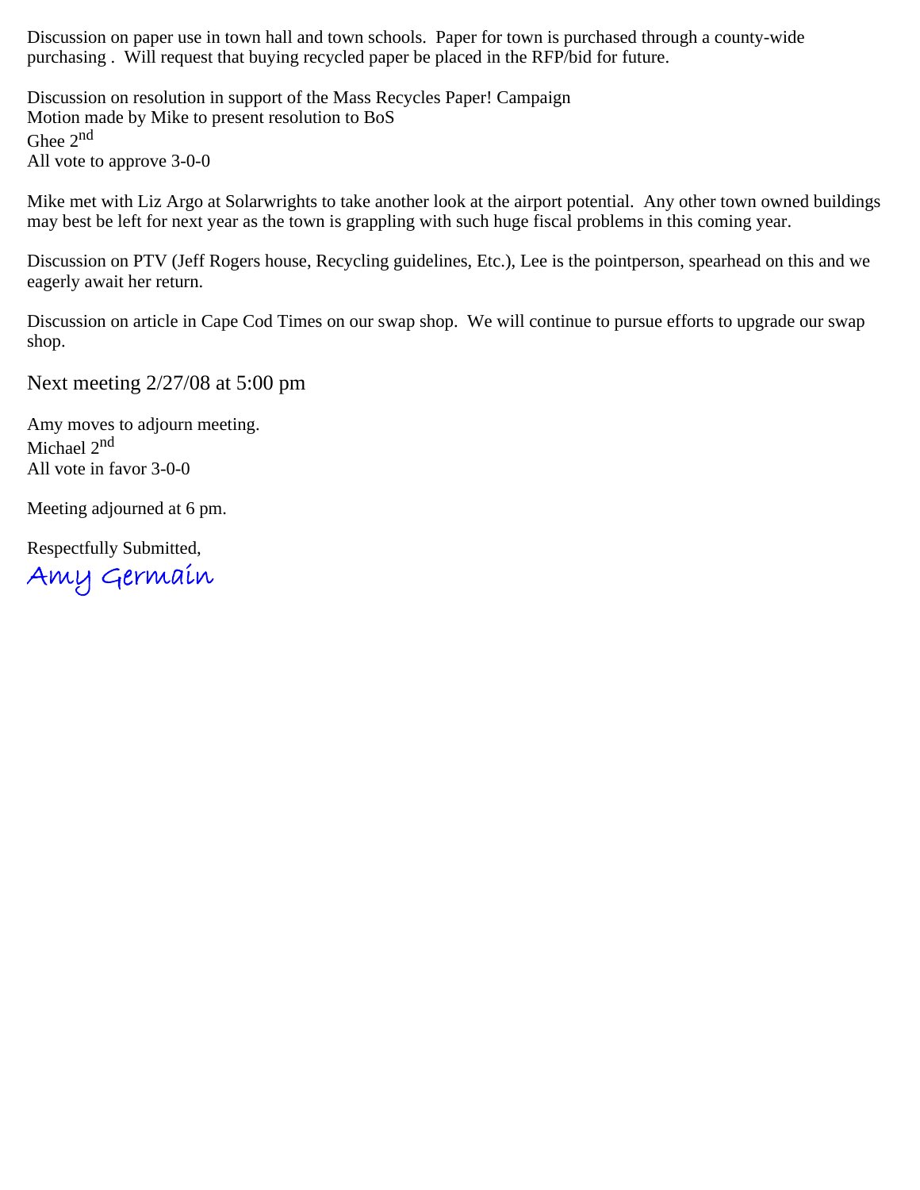Discussion on paper use in town hall and town schools.  Paper for town is purchased through a county-wide purchasing .  Will request that buying recycled paper be placed in the RFP/bid for future.

Discussion on resolution in support of the Mass Recycles Paper! Campaign
Motion made by Mike to present resolution to BoS
Ghee 2nd
All vote to approve 3-0-0

Mike met with Liz Argo at Solarwrights to take another look at the airport potential.  Any other town owned buildings may best be left for next year as the town is grappling with such huge fiscal problems in this coming year.

Discussion on PTV (Jeff Rogers house, Recycling guidelines, Etc.), Lee is the pointperson, spearhead on this and we eagerly await her return.

Discussion on article in Cape Cod Times on our swap shop.  We will continue to pursue efforts to upgrade our swap shop.

Next meeting 2/27/08 at 5:00 pm

Amy moves to adjourn meeting.
Michael 2nd
All vote in favor 3-0-0

Meeting adjourned at 6 pm.

Respectfully Submitted,
Amy Germain